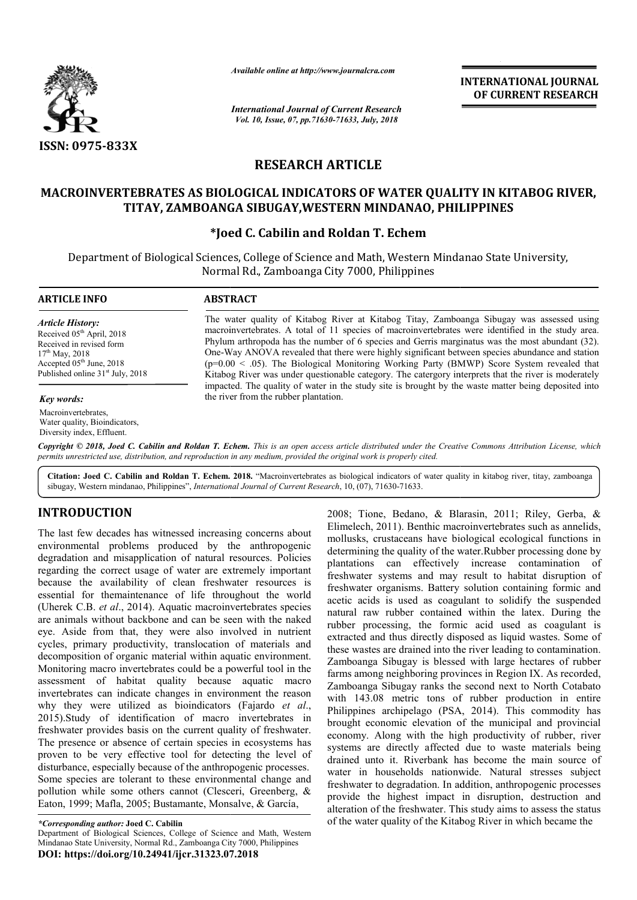*Available online at http://www.journalcra.com*

*International Journal of Current Research*
*Vol. 10, Issue, 07, pp.71630-71633, July, 2018*

**INTERNATIONAL JOURNAL OF CURRENT RESEARCH**

**ISSN: 0975-833X**

# RESEARCH ARTICLE

# MACROINVERTEBRATES AS BIOLOGICAL INDICATORS OF WATER QUALITY IN KITABOG RIVER, TITAY, ZAMBOANGA SIBUGAY,WESTERN MINDANAO, PHILIPPINES

**\*Joed C. Cabilin and Roldan T. Echem**

Department of Biological Sciences, College of Science and Math, Western Mindanao State University, Normal Rd., Zamboanga City 7000, Philippines

## ARTICLE INFO

*Article History:*
Received 05th April, 2018
Received in revised form 17th May, 2018
Accepted 05th June, 2018
Published online 31st July, 2018

*Key words:*
Macroinvertebrates, Water quality, Bioindicators, Diversity index, Effluent.

## ABSTRACT

The water quality of Kitabog River at Kitabog Titay, Zamboanga Sibugay was assessed using macroinvertebrates. A total of 11 species of macroinvertebrates were identified in the study area. Phylum arthropoda has the number of 6 species and Gerris marginatus was the most abundant (32). One-Way ANOVA revealed that there were highly significant between species abundance and station ($p=0.00 < .05$). The Biological Monitoring Working Party (BMWP) Score System revealed that Kitabog River was under questionable category. The catergory interprets that the river is moderately impacted. The quality of water in the study site is brought by the waste matter being deposited into the river from the rubber plantation.

*Copyright © 2018, Joed C. Cabilin and Roldan T. Echem. This is an open access article distributed under the Creative Commons Attribution License, which permits unrestricted use, distribution, and reproduction in any medium, provided the original work is properly cited.*

**Citation: Joed C. Cabilin and Roldan T. Echem. 2018.** "Macroinvertebrates as biological indicators of water quality in kitabog river, titay, zamboanga sibugay, Western mindanao, Philippines", *International Journal of Current Research*, 10, (07), 71630-71633.

## INTRODUCTION

The last few decades has witnessed increasing concerns about environmental problems produced by the anthropogenic degradation and misapplication of natural resources. Policies regarding the correct usage of water are extremely important because the availability of clean freshwater resources is essential for themaintenance of life throughout the world (Uherek C.B. *et al*., 2014). Aquatic macroinvertebrates species are animals without backbone and can be seen with the naked eye. Aside from that, they were also involved in nutrient cycles, primary productivity, translocation of materials and decomposition of organic material within aquatic environment. Monitoring macro invertebrates could be a powerful tool in the assessment of habitat quality because aquatic macro invertebrates can indicate changes in environment the reason why they were utilized as bioindicators (Fajardo *et al*., 2015).Study of identification of macro invertebrates in freshwater provides basis on the current quality of freshwater. The presence or absence of certain species in ecosystems has proven to be very effective tool for detecting the level of disturbance, especially because of the anthropogenic processes. Some species are tolerant to these environmental change and pollution while some others cannot (Clesceri, Greenberg, & Eaton, 1999; Mafla, 2005; Bustamante, Monsalve, & García, 2008; Tione, Bedano, & Blarasin, 2011; Riley, Gerba, & Elimelech, 2011). Benthic macroinvertebrates such as annelids, mollusks, crustaceans have biological ecological functions in determining the quality of the water.Rubber processing done by plantations can effectively increase contamination of freshwater systems and may result to habitat disruption of freshwater organisms. Battery solution containing formic and acetic acids is used as coagulant to solidify the suspended natural raw rubber contained within the latex. During the rubber processing, the formic acid used as coagulant is extracted and thus directly disposed as liquid wastes. Some of these wastes are drained into the river leading to contamination. Zamboanga Sibugay is blessed with large hectares of rubber farms among neighboring provinces in Region IX. As recorded, Zamboanga Sibugay ranks the second next to North Cotabato with 143.08 metric tons of rubber production in entire Philippines archipelago (PSA, 2014). This commodity has brought economic elevation of the municipal and provincial economy. Along with the high productivity of rubber, river systems are directly affected due to waste materials being drained unto it. Riverbank has become the main source of water in households nationwide. Natural stresses subject freshwater to degradation. In addition, anthropogenic processes provide the highest impact in disruption, destruction and alteration of the freshwater. This study aims to assess the status of the water quality of the Kitabog River in which became the

*\*Corresponding author:* **Joed C. Cabilin**
Department of Biological Sciences, College of Science and Math, Western Mindanao State University, Normal Rd., Zamboanga City 7000, Philippines
**DOI: https://doi.org/10.24941/ijcr.31323.07.2018**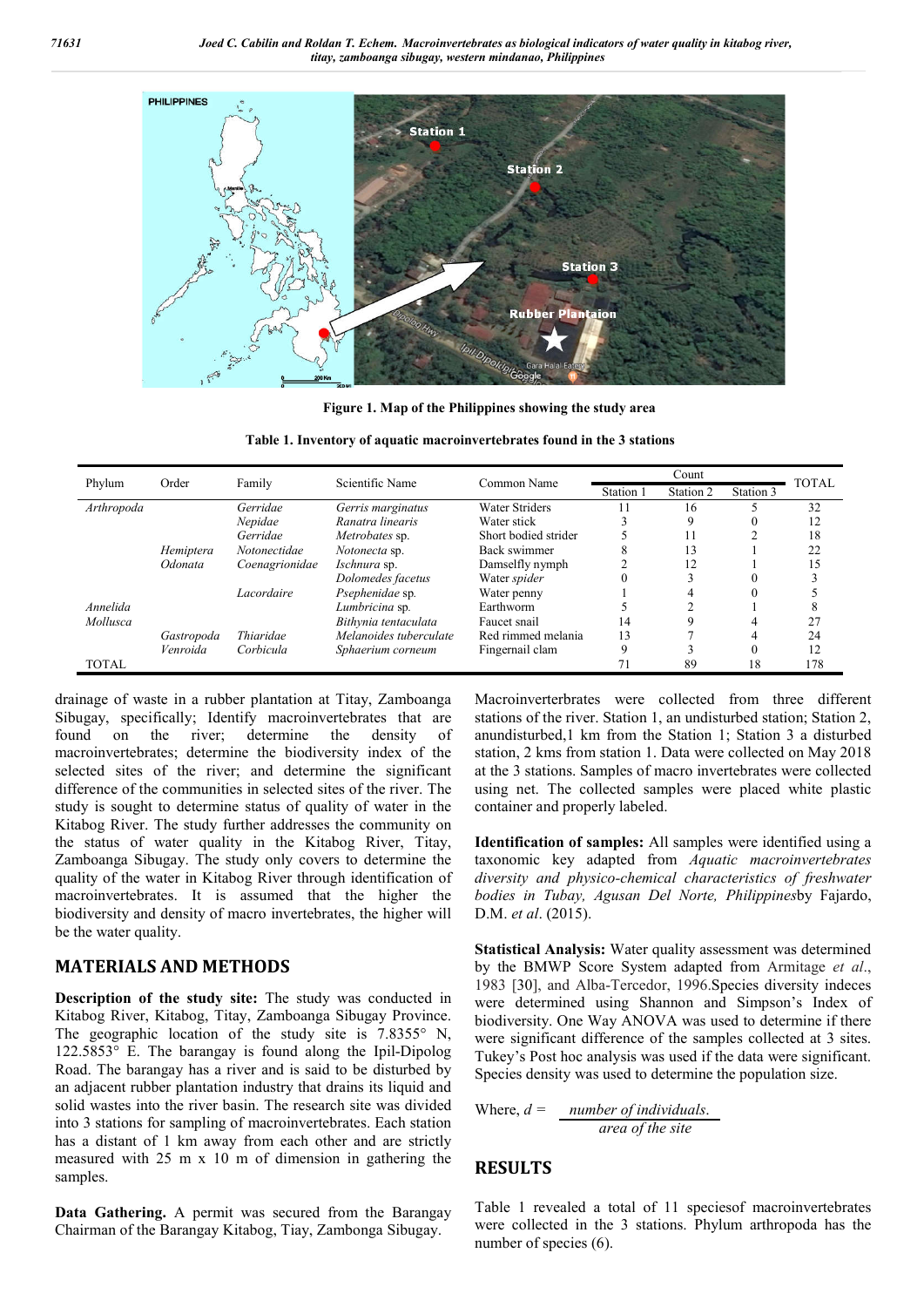**Figure 1. Map of the Philippines showing the study area**

**Table 1. Inventory of aquatic macroinvertebrates found in the 3 stations**

| Phylum | Order | Family | Scientific Name | Common Name | Count | | | TOTAL |
|---|---|---|---|---|---|---|---|---|
| | | | | | Station 1 | Station 2 | Station 3 | |
| *Arthropoda* | | *Gerridae* | *Gerris marginatus* | Water Striders | 11 | 16 | 5 | 32 |
| | | *Nepidae* | *Ranatra linearis* | Water stick | 3 | 9 | 0 | 12 |
| | | *Gerridae* | *Metrobates* sp. | Short bodied strider | 5 | 11 | 2 | 18 |
| | *Hemiptera* | *Notonectidae* | *Notonecta* sp. | Back swimmer | 8 | 13 | 1 | 22 |
| | *Odonata* | *Coenagrionidae* | *Ischnura* sp. | Damselfly nymph | 2 | 12 | 1 | 15 |
| | | | *Dolomedes facetus* | Water *spider* | 0 | 3 | 0 | 3 |
| | | *Lacordaire* | *Psephenidae* sp. | Water penny | 1 | 4 | 0 | 5 |
| *Annelida* | | | *Lumbricina* sp. | Earthworm | 5 | 2 | 1 | 8 |
| *Mollusca* | | | *Bithynia tentaculata* | Faucet snail | 14 | 9 | 4 | 27 |
| | *Gastropoda* | *Thiaridae* | *Melanoides tuberculate* | Red rimmed melania | 13 | 7 | 4 | 24 |
| | *Venroida* | *Corbicula* | *Sphaerium corneum* | Fingernail clam | 9 | 3 | 0 | 12 |
| TOTAL | | | | | 71 | 89 | 18 | 178 |

drainage of waste in a rubber plantation at Titay, Zamboanga Sibugay, specifically; Identify macroinvertebrates that are found on the river; determine the density of macroinvertebrates; determine the biodiversity index of the selected sites of the river; and determine the significant difference of the communities in selected sites of the river. The study is sought to determine status of quality of water in the Kitabog River. The study further addresses the community on the status of water quality in the Kitabog River, Titay, Zamboanga Sibugay. The study only covers to determine the quality of the water in Kitabog River through identification of macroinvertebrates. It is assumed that the higher the biodiversity and density of macro invertebrates, the higher will be the water quality.

## MATERIALS AND METHODS

**Description of the study site:** The study was conducted in Kitabog River, Kitabog, Titay, Zamboanga Sibugay Province. The geographic location of the study site is 7.8355° N, 122.5853° E. The barangay is found along the Ipil-Dipolog Road. The barangay has a river and is said to be disturbed by an adjacent rubber plantation industry that drains its liquid and solid wastes into the river basin. The research site was divided into 3 stations for sampling of macroinvertebrates. Each station has a distant of 1 km away from each other and are strictly measured with 25 m x 10 m of dimension in gathering the samples.

**Data Gathering.** A permit was secured from the Barangay Chairman of the Barangay Kitabog, Tiay, Zambonga Sibugay.

Macroinverterbrates were collected from three different stations of the river. Station 1, an undisturbed station; Station 2, anundisturbed,1 km from the Station 1; Station 3 a disturbed station, 2 kms from station 1. Data were collected on May 2018 at the 3 stations. Samples of macro invertebrates were collected using net. The collected samples were placed white plastic container and properly labeled.

**Identification of samples:** All samples were identified using a taxonomic key adapted from *Aquatic macroinvertebrates diversity and physico-chemical characteristics of freshwater bodies in Tubay, Agusan Del Norte, Philippines*by Fajardo, D.M. *et al*. (2015).

**Statistical Analysis:** Water quality assessment was determined by the BMWP Score System adapted from Armitage *et al*., 1983 [30], and Alba-Tercedor, 1996.Species diversity indeces were determined using Shannon and Simpson's Index of biodiversity. One Way ANOVA was used to determine if there were significant difference of the samples collected at 3 sites. Tukey's Post hoc analysis was used if the data were significant. Species density was used to determine the population size.

$$\text{Where, } d = \frac{\text{number of individuals.}}{\text{area of the site}}$$

## RESULTS

Table 1 revealed a total of 11 speciesof macroinvertebrates were collected in the 3 stations. Phylum arthropoda has the number of species (6).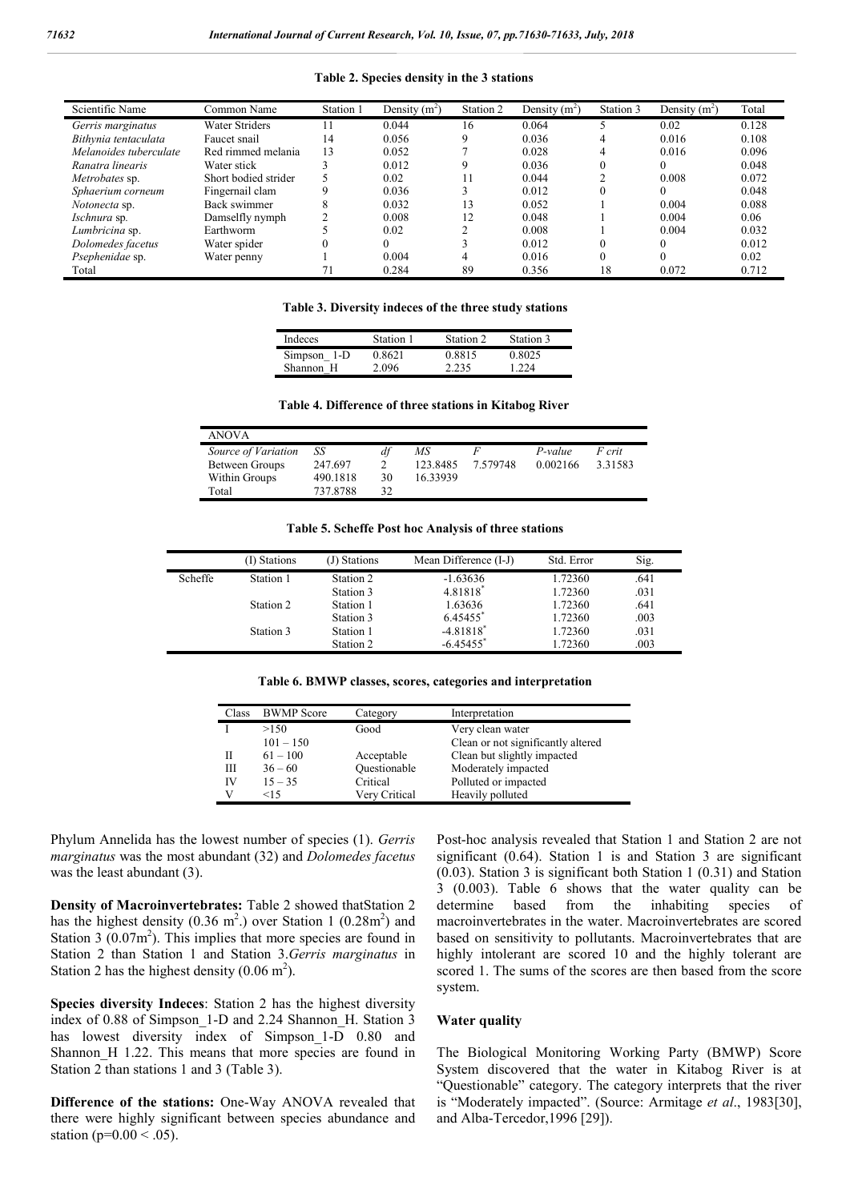**Table 2. Species density in the 3 stations**

| Scientific Name | Common Name | Station 1 | Density ($m^2$) | Station 2 | Density ($m^2$) | Station 3 | Density ($m^2$) | Total |
|---|---|---|---|---|---|---|---|---|
| *Gerris marginatus* | Water Striders | 11 | 0.044 | 16 | 0.064 | 5 | 0.02 | 0.128 |
| *Bithynia tentaculata* | Faucet snail | 14 | 0.056 | 9 | 0.036 | 4 | 0.016 | 0.108 |
| *Melanoides tuberculate* | Red rimmed melania | 13 | 0.052 | 7 | 0.028 | 4 | 0.016 | 0.096 |
| *Ranatra linearis* | Water stick | 3 | 0.012 | 9 | 0.036 | 0 | 0 | 0.048 |
| *Metrobates* sp. | Short bodied strider | 5 | 0.02 | 11 | 0.044 | 2 | 0.008 | 0.072 |
| *Sphaerium corneum* | Fingernail clam | 9 | 0.036 | 3 | 0.012 | 0 | 0 | 0.048 |
| *Notonecta* sp. | Back swimmer | 8 | 0.032 | 13 | 0.052 | 1 | 0.004 | 0.088 |
| *Ischnura* sp. | Damselfly nymph | 2 | 0.008 | 12 | 0.048 | 1 | 0.004 | 0.06 |
| *Lumbricina* sp. | Earthworm | 5 | 0.02 | 2 | 0.008 | 1 | 0.004 | 0.032 |
| *Dolomedes facetus* | Water spider | 0 | 0 | 3 | 0.012 | 0 | 0 | 0.012 |
| *Psephenidae* sp. | Water penny | 1 | 0.004 | 4 | 0.016 | 0 | 0 | 0.02 |
| Total | | 71 | 0.284 | 89 | 0.356 | 18 | 0.072 | 0.712 |

**Table 3. Diversity indeces of the three study stations**

| Indeces | Station 1 | Station 2 | Station 3 |
|---|---|---|---|
| Simpson_ 1-D | 0.8621 | 0.8815 | 0.8025 |
| Shannon_H | 2.096 | 2.235 | 1.224 |

**Table 4. Difference of three stations in Kitabog River**

| ANOVA | | | | | | |
|---|---|---|---|---|---|---|
| *Source of Variation* | *SS* | *df* | *MS* | *F* | *P-value* | *F crit* |
| Between Groups | 247.697 | 2 | 123.8485 | 7.579748 | 0.002166 | 3.31583 |
| Within Groups | 490.1818 | 30 | 16.33939 | | | |
| Total | 737.8788 | 32 | | | | |

**Table 5. Scheffe Post hoc Analysis of three stations**

| | (I) Stations | (J) Stations | Mean Difference (I-J) | Std. Error | Sig. |
|---|---|---|---|---|---|
| Scheffe | Station 1 | Station 2 | -1.63636 | 1.72360 | .641 |
| | | Station 3 | 4.81818* | 1.72360 | .031 |
| | Station 2 | Station 1 | 1.63636 | 1.72360 | .641 |
| | | Station 3 | 6.45455* | 1.72360 | .003 |
| | Station 3 | Station 1 | -4.81818* | 1.72360 | .031 |
| | | Station 2 | -6.45455* | 1.72360 | .003 |

**Table 6. BMWP classes, scores, categories and interpretation**

| Class | BWMP Score | Category | Interpretation |
|---|---|---|---|
| I | >150 | Good | Very clean water |
| | 101 – 150 | | Clean or not significantly altered |
| II | 61 – 100 | Acceptable | Clean but slightly impacted |
| III | 36 – 60 | Questionable | Moderately impacted |
| IV | 15 – 35 | Critical | Polluted or impacted |
| V | <15 | Very Critical | Heavily polluted |

Phylum Annelida has the lowest number of species (1). *Gerris marginatus* was the most abundant (32) and *Dolomedes facetus* was the least abundant (3).

**Density of Macroinvertebrates:** Table 2 showed thatStation 2 has the highest density (0.36 $m^2$.) over Station 1 (0.28$m^2$) and Station 3 (0.07$m^2$). This implies that more species are found in Station 2 than Station 1 and Station 3.*Gerris marginatus* in Station 2 has the highest density (0.06 $m^2$).

**Species diversity Indeces**: Station 2 has the highest diversity index of 0.88 of Simpson_1-D and 2.24 Shannon_H. Station 3 has lowest diversity index of Simpson_1-D 0.80 and Shannon_H 1.22. This means that more species are found in Station 2 than stations 1 and 3 (Table 3).

**Difference of the stations:** One-Way ANOVA revealed that there were highly significant between species abundance and station ($p=0.00 < .05$).

Post-hoc analysis revealed that Station 1 and Station 2 are not significant (0.64). Station 1 is and Station 3 are significant (0.03). Station 3 is significant both Station 1 (0.31) and Station 3 (0.003). Table 6 shows that the water quality can be determine based from the inhabiting species of macroinvertebrates in the water. Macroinvertebrates are scored based on sensitivity to pollutants. Macroinvertebrates that are highly intolerant are scored 10 and the highly tolerant are scored 1. The sums of the scores are then based from the score system.

## Water quality

The Biological Monitoring Working Party (BMWP) Score System discovered that the water in Kitabog River is at "Questionable" category. The category interprets that the river is "Moderately impacted". (Source: Armitage *et al*., 1983[30], and Alba-Tercedor,1996 [29]).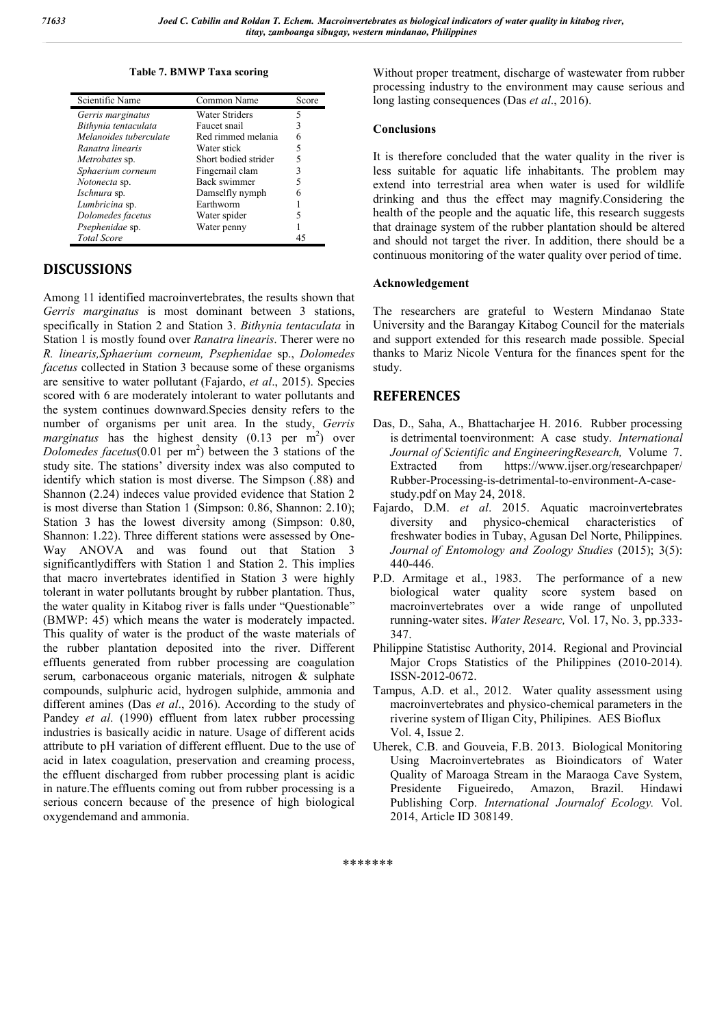**Table 7. BMWP Taxa scoring**

| Scientific Name | Common Name | Score |
|---|---|---|
| *Gerris marginatus* | Water Striders | 5 |
| *Bithynia tentaculata* | Faucet snail | 3 |
| *Melanoides tuberculate* | Red rimmed melania | 6 |
| *Ranatra linearis* | Water stick | 5 |
| *Metrobates* sp. | Short bodied strider | 5 |
| *Sphaerium corneum* | Fingernail clam | 3 |
| *Notonecta* sp. | Back swimmer | 5 |
| *Ischnura* sp. | Damselfly nymph | 6 |
| *Lumbricina* sp. | Earthworm | 1 |
| *Dolomedes facetus* | Water spider | 5 |
| *Psephenidae* sp. | Water penny | 1 |
| *Total Score* | | 45 |

## DISCUSSIONS

Among 11 identified macroinvertebrates, the results shown that *Gerris marginatus* is most dominant between 3 stations, specifically in Station 2 and Station 3. *Bithynia tentaculata* in Station 1 is mostly found over *Ranatra linearis*. Therer were no *R. linearis,Sphaerium corneum, Psephenidae* sp., *Dolomedes facetus* collected in Station 3 because some of these organisms are sensitive to water pollutant (Fajardo, *et al*., 2015). Species scored with 6 are moderately intolerant to water pollutants and the system continues downward.Species density refers to the number of organisms per unit area. In the study, *Gerris marginatus* has the highest density (0.13 per m$^2$) over *Dolomedes facetus*(0.01 per m$^2$) between the 3 stations of the study site. The stations' diversity index was also computed to identify which station is most diverse. The Simpson (.88) and Shannon (2.24) indeces value provided evidence that Station 2 is most diverse than Station 1 (Simpson: 0.86, Shannon: 2.10); Station 3 has the lowest diversity among (Simpson: 0.80, Shannon: 1.22). Three different stations were assessed by One-Way ANOVA and was found out that Station 3 significantlydiffers with Station 1 and Station 2. This implies that macro invertebrates identified in Station 3 were highly tolerant in water pollutants brought by rubber plantation. Thus, the water quality in Kitabog river is falls under "Questionable" (BMWP: 45) which means the water is moderately impacted. This quality of water is the product of the waste materials of the rubber plantation deposited into the river. Different effluents generated from rubber processing are coagulation serum, carbonaceous organic materials, nitrogen & sulphate compounds, sulphuric acid, hydrogen sulphide, ammonia and different amines (Das *et al*., 2016). According to the study of Pandey *et al*. (1990) effluent from latex rubber processing industries is basically acidic in nature. Usage of different acids attribute to pH variation of different effluent. Due to the use of acid in latex coagulation, preservation and creaming process, the effluent discharged from rubber processing plant is acidic in nature.The effluents coming out from rubber processing is a serious concern because of the presence of high biological oxygendemand and ammonia.

Without proper treatment, discharge of wastewater from rubber processing industry to the environment may cause serious and long lasting consequences (Das *et al*., 2016).

### Conclusions

It is therefore concluded that the water quality in the river is less suitable for aquatic life inhabitants. The problem may extend into terrestrial area when water is used for wildlife drinking and thus the effect may magnify.Considering the health of the people and the aquatic life, this research suggests that drainage system of the rubber plantation should be altered and should not target the river. In addition, there should be a continuous monitoring of the water quality over period of time.

### Acknowledgement

The researchers are grateful to Western Mindanao State University and the Barangay Kitabog Council for the materials and support extended for this research made possible. Special thanks to Mariz Nicole Ventura for the finances spent for the study.

## REFERENCES

Das, D., Saha, A., Bhattacharjee H. 2016. Rubber processing is detrimental toenvironment: A case study. *International Journal of Scientific and EngineeringResearch,* Volume 7. Extracted from https://www.ijser.org/researchpaper/ Rubber-Processing-is-detrimental-to-environment-A-case-study.pdf on May 24, 2018.

Fajardo, D.M. *et al*. 2015. Aquatic macroinvertebrates diversity and physico-chemical characteristics of freshwater bodies in Tubay, Agusan Del Norte, Philippines. *Journal of Entomology and Zoology Studies* (2015); 3(5): 440-446.

P.D. Armitage et al., 1983. The performance of a new biological water quality score system based on macroinvertebrates over a wide range of unpolluted running-water sites. *Water Researc,* Vol. 17, No. 3, pp.333-347.

Philippine Statistisc Authority, 2014. Regional and Provincial Major Crops Statistics of the Philippines (2010-2014). ISSN-2012-0672.

Tampus, A.D. et al., 2012. Water quality assessment using macroinvertebrates and physico-chemical parameters in the riverine system of Iligan City, Philipines. AES Bioflux Vol. 4, Issue 2.

Uherek, C.B. and Gouveia, F.B. 2013. Biological Monitoring Using Macroinvertebrates as Bioindicators of Water Quality of Maroaga Stream in the Maraoga Cave System, Presidente Figueiredo, Amazon, Brazil. Hindawi Publishing Corp. *International Journalof Ecology.* Vol. 2014, Article ID 308149.

\*\*\*\*\*\*\*